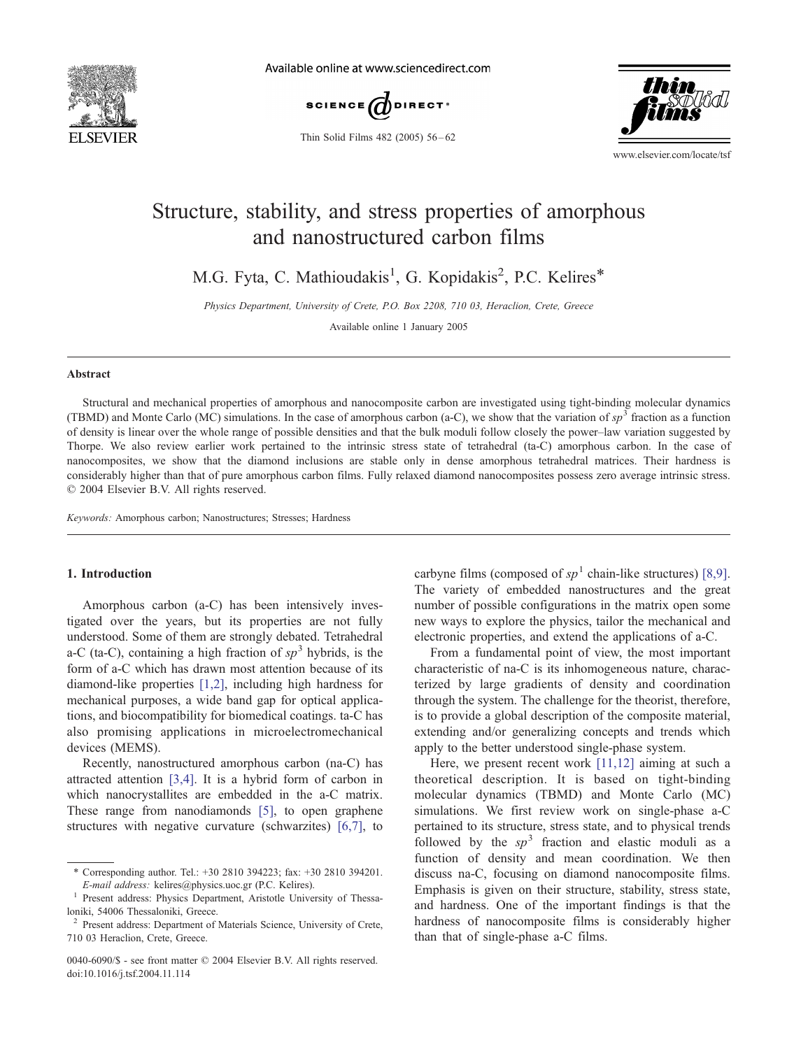# Structure, stability, and stress properties of amorphous and nanostructured carbon films

M.G. Fyta, C. Mathioudakis[1], G. Kopidakis[2], P.C. Kelires*

*Physics Department, University of Crete, P.O. Box 2208, 710 03, Heraclion, Crete, Greece*

Available online 1 January 2005

## Abstract

Structural and mechanical properties of amorphous and nanocomposite carbon are investigated using tight-binding molecular dynamics (TBMD) and Monte Carlo (MC) simulations. In the case of amorphous carbon (a-C), we show that the variation of $sp^3$ fraction as a function of density is linear over the whole range of possible densities and that the bulk moduli follow closely the power–law variation suggested by Thorpe. We also review earlier work pertained to the intrinsic stress state of tetrahedral (ta-C) amorphous carbon. In the case of nanocomposites, we show that the diamond inclusions are stable only in dense amorphous tetrahedral matrices. Their hardness is considerably higher than that of pure amorphous carbon films. Fully relaxed diamond nanocomposites possess zero average intrinsic stress. © 2004 Elsevier B.V. All rights reserved.

*Keywords:* Amorphous carbon; Nanostructures; Stresses; Hardness

## 1. Introduction

Amorphous carbon (a-C) has been intensively investigated over the years, but its properties are not fully understood. Some of them are strongly debated. Tetrahedral a-C (ta-C), containing a high fraction of $sp^3$ hybrids, is the form of a-C which has drawn most attention because of its diamond-like properties [1,2], including high hardness for mechanical purposes, a wide band gap for optical applications, and biocompatibility for biomedical coatings. ta-C has also promising applications in microelectromechanical devices (MEMS).

Recently, nanostructured amorphous carbon (na-C) has attracted attention [3,4]. It is a hybrid form of carbon in which nanocrystallites are embedded in the a-C matrix. These range from nanodiamonds [5], to open graphene structures with negative curvature (schwarzites) [6,7], to carbyne films (composed of $sp^1$ chain-like structures) [8,9]. The variety of embedded nanostructures and the great number of possible configurations in the matrix open some new ways to explore the physics, tailor the mechanical and electronic properties, and extend the applications of a-C.

From a fundamental point of view, the most important characteristic of na-C is its inhomogeneous nature, characterized by large gradients of density and coordination through the system. The challenge for the theorist, therefore, is to provide a global description of the composite material, extending and/or generalizing concepts and trends which apply to the better understood single-phase system.

Here, we present recent work [11,12] aiming at such a theoretical description. It is based on tight-binding molecular dynamics (TBMD) and Monte Carlo (MC) simulations. We first review work on single-phase a-C pertained to its structure, stress state, and to physical trends followed by the $sp^3$ fraction and elastic moduli as a function of density and mean coordination. We then discuss na-C, focusing on diamond nanocomposite films. Emphasis is given on their structure, stability, stress state, and hardness. One of the important findings is that the hardness of nanocomposite films is considerably higher than that of single-phase a-C films.

---

\* Corresponding author. Tel.: +30 2810 394223; fax: +30 2810 394201.
*E-mail address:* kelires@physics.uoc.gr (P.C. Kelires).

[1] Present address: Physics Department, Aristotle University of Thessaloniki, 54006 Thessaloniki, Greece.

[2] Present address: Department of Materials Science, University of Crete, 710 03 Heraclion, Crete, Greece.

0040-6090/$ - see front matter © 2004 Elsevier B.V. All rights reserved.
doi:10.1016/j.tsf.2004.11.114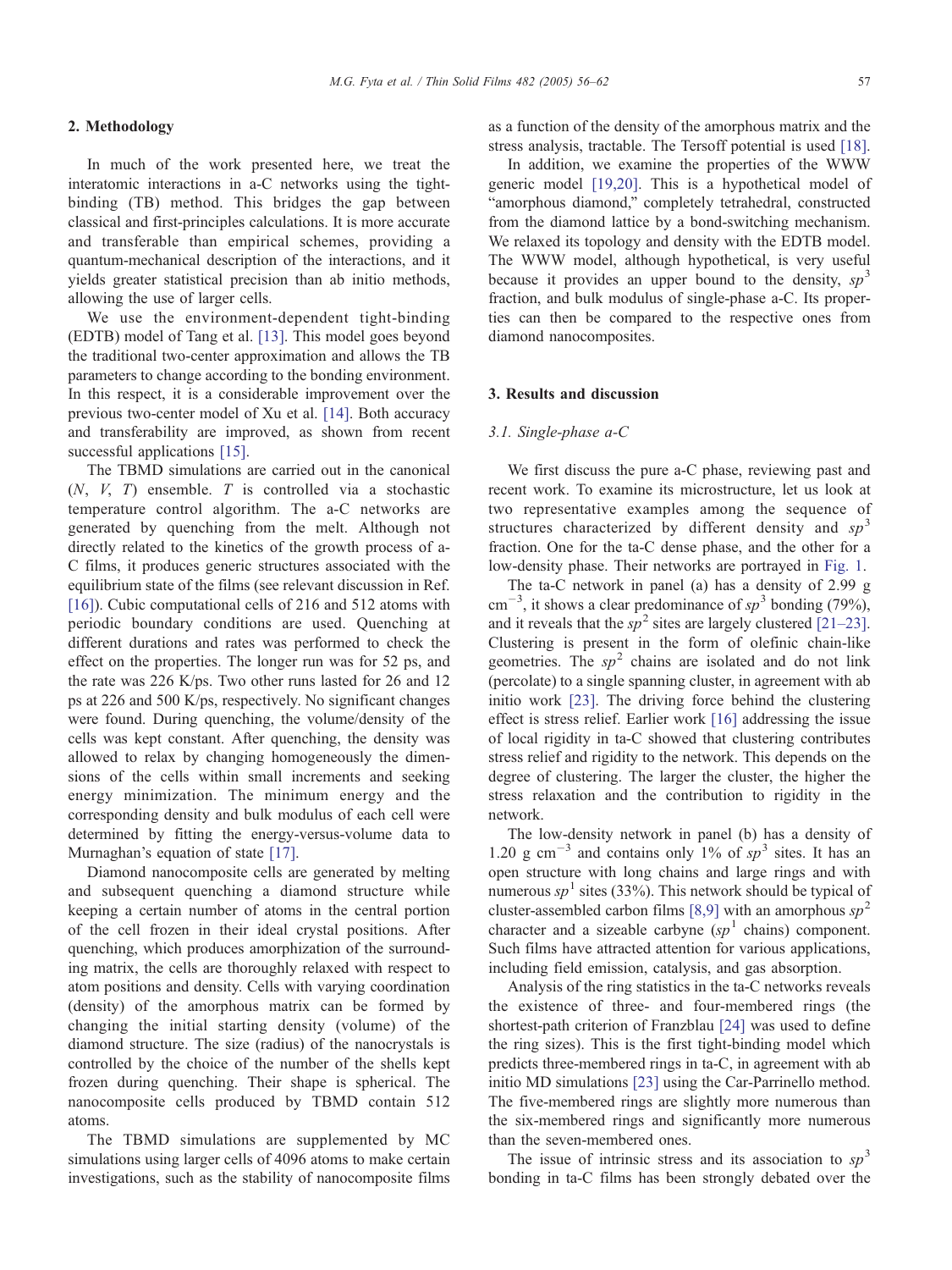## 2. Methodology

In much of the work presented here, we treat the interatomic interactions in a-C networks using the tight-binding (TB) method. This bridges the gap between classical and first-principles calculations. It is more accurate and transferable than empirical schemes, providing a quantum-mechanical description of the interactions, and it yields greater statistical precision than ab initio methods, allowing the use of larger cells.

We use the environment-dependent tight-binding (EDTB) model of Tang et al. [13]. This model goes beyond the traditional two-center approximation and allows the TB parameters to change according to the bonding environment. In this respect, it is a considerable improvement over the previous two-center model of Xu et al. [14]. Both accuracy and transferability are improved, as shown from recent successful applications [15].

The TBMD simulations are carried out in the canonical ($N$, $V$, $T$) ensemble. $T$ is controlled via a stochastic temperature control algorithm. The a-C networks are generated by quenching from the melt. Although not directly related to the kinetics of the growth process of a-C films, it produces generic structures associated with the equilibrium state of the films (see relevant discussion in Ref. [16]). Cubic computational cells of 216 and 512 atoms with periodic boundary conditions are used. Quenching at different durations and rates was performed to check the effect on the properties. The longer run was for 52 ps, and the rate was 226 K/ps. Two other runs lasted for 26 and 12 ps at 226 and 500 K/ps, respectively. No significant changes were found. During quenching, the volume/density of the cells was kept constant. After quenching, the density was allowed to relax by changing homogeneously the dimensions of the cells within small increments and seeking energy minimization. The minimum energy and the corresponding density and bulk modulus of each cell were determined by fitting the energy-versus-volume data to Murnaghan's equation of state [17].

Diamond nanocomposite cells are generated by melting and subsequent quenching a diamond structure while keeping a certain number of atoms in the central portion of the cell frozen in their ideal crystal positions. After quenching, which produces amorphization of the surrounding matrix, the cells are thoroughly relaxed with respect to atom positions and density. Cells with varying coordination (density) of the amorphous matrix can be formed by changing the initial starting density (volume) of the diamond structure. The size (radius) of the nanocrystals is controlled by the choice of the number of the shells kept frozen during quenching. Their shape is spherical. The nanocomposite cells produced by TBMD contain 512 atoms.

The TBMD simulations are supplemented by MC simulations using larger cells of 4096 atoms to make certain investigations, such as the stability of nanocomposite films as a function of the density of the amorphous matrix and the stress analysis, tractable. The Tersoff potential is used [18].

In addition, we examine the properties of the WWW generic model [19,20]. This is a hypothetical model of "amorphous diamond," completely tetrahedral, constructed from the diamond lattice by a bond-switching mechanism. We relaxed its topology and density with the EDTB model. The WWW model, although hypothetical, is very useful because it provides an upper bound to the density, $sp^3$ fraction, and bulk modulus of single-phase a-C. Its properties can then be compared to the respective ones from diamond nanocomposites.

## 3. Results and discussion

### 3.1. Single-phase a-C

We first discuss the pure a-C phase, reviewing past and recent work. To examine its microstructure, let us look at two representative examples among the sequence of structures characterized by different density and $sp^3$ fraction. One for the ta-C dense phase, and the other for a low-density phase. Their networks are portrayed in Fig. 1.

The ta-C network in panel (a) has a density of 2.99 g cm$^{-3}$, it shows a clear predominance of $sp^3$ bonding (79%), and it reveals that the $sp^2$ sites are largely clustered [21–23]. Clustering is present in the form of olefinic chain-like geometries. The $sp^2$ chains are isolated and do not link (percolate) to a single spanning cluster, in agreement with ab initio work [23]. The driving force behind the clustering effect is stress relief. Earlier work [16] addressing the issue of local rigidity in ta-C showed that clustering contributes stress relief and rigidity to the network. This depends on the degree of clustering. The larger the cluster, the higher the stress relaxation and the contribution to rigidity in the network.

The low-density network in panel (b) has a density of 1.20 g cm$^{-3}$ and contains only 1% of $sp^3$ sites. It has an open structure with long chains and large rings and with numerous $sp^1$ sites (33%). This network should be typical of cluster-assembled carbon films [8,9] with an amorphous $sp^2$ character and a sizeable carbyne ($sp^1$ chains) component. Such films have attracted attention for various applications, including field emission, catalysis, and gas absorption.

Analysis of the ring statistics in the ta-C networks reveals the existence of three- and four-membered rings (the shortest-path criterion of Franzblau [24] was used to define the ring sizes). This is the first tight-binding model which predicts three-membered rings in ta-C, in agreement with ab initio MD simulations [23] using the Car-Parrinello method. The five-membered rings are slightly more numerous than the six-membered rings and significantly more numerous than the seven-membered ones.

The issue of intrinsic stress and its association to $sp^3$ bonding in ta-C films has been strongly debated over the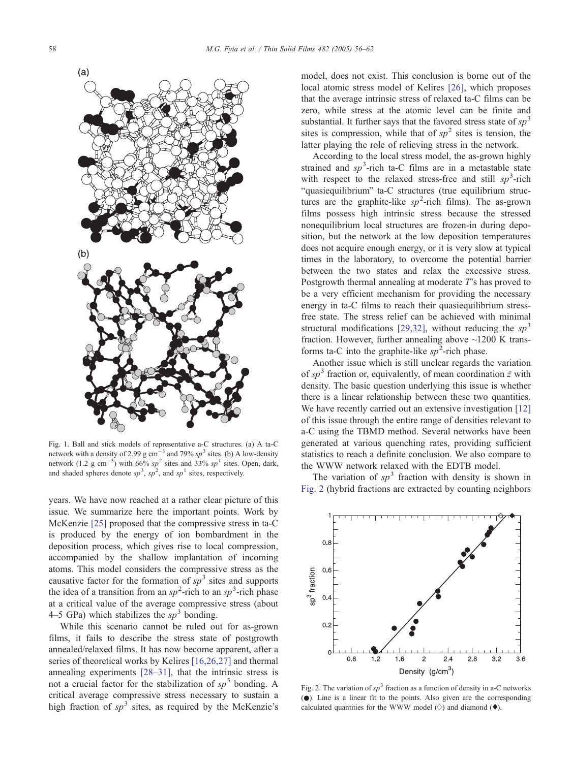Fig. 1. Ball and stick models of representative a-C structures. (a) A ta-C network with a density of 2.99 g cm$^{-3}$ and 79% $sp^3$ sites. (b) A low-density network (1.2 g cm$^{-3}$) with 66% $sp^2$ sites and 33% $sp^1$ sites. Open, dark, and shaded spheres denote $sp^3$, $sp^2$, and $sp^1$ sites, respectively.

years. We have now reached at a rather clear picture of this issue. We summarize here the important points. Work by McKenzie [25] proposed that the compressive stress in ta-C is produced by the energy of ion bombardment in the deposition process, which gives rise to local compression, accompanied by the shallow implantation of incoming atoms. This model considers the compressive stress as the causative factor for the formation of $sp^3$ sites and supports the idea of a transition from an $sp^2$-rich to an $sp^3$-rich phase at a critical value of the average compressive stress (about 4–5 GPa) which stabilizes the $sp^3$ bonding.

While this scenario cannot be ruled out for as-grown films, it fails to describe the stress state of postgrowth annealed/relaxed films. It has now become apparent, after a series of theoretical works by Kelires [16,26,27] and thermal annealing experiments [28–31], that the intrinsic stress is not a crucial factor for the stabilization of $sp^3$ bonding. A critical average compressive stress necessary to sustain a high fraction of $sp^3$ sites, as required by the McKenzie's model, does not exist. This conclusion is borne out of the local atomic stress model of Kelires [26], which proposes that the average intrinsic stress of relaxed ta-C films can be zero, while stress at the atomic level can be finite and substantial. It further says that the favored stress state of $sp^3$ sites is compression, while that of $sp^2$ sites is tension, the latter playing the role of relieving stress in the network.

According to the local stress model, the as-grown highly strained and $sp^3$-rich ta-C films are in a metastable state with respect to the relaxed stress-free and still $sp^3$-rich "quasiequilibrium" ta-C structures (true equilibrium structures are the graphite-like $sp^2$-rich films). The as-grown films possess high intrinsic stress because the stressed nonequilibrium local structures are frozen-in during deposition, but the network at the low deposition temperatures does not acquire enough energy, or it is very slow at typical times in the laboratory, to overcome the potential barrier between the two states and relax the excessive stress. Postgrowth thermal annealing at moderate $T$'s has proved to be a very efficient mechanism for providing the necessary energy in ta-C films to reach their quasiequilibrium stress-free state. The stress relief can be achieved with minimal structural modifications [29,32], without reducing the $sp^3$ fraction. However, further annealing above ~1200 K transforms ta-C into the graphite-like $sp^2$-rich phase.

Another issue which is still unclear regards the variation of $sp^3$ fraction or, equivalently, of mean coordination $\bar{z}$ with density. The basic question underlying this issue is whether there is a linear relationship between these two quantities. We have recently carried out an extensive investigation [12] of this issue through the entire range of densities relevant to a-C using the TBMD method. Several networks have been generated at various quenching rates, providing sufficient statistics to reach a definite conclusion. We also compare to the WWW network relaxed with the EDTB model.

The variation of $sp^3$ fraction with density is shown in Fig. 2 (hybrid fractions are extracted by counting neighbors

Fig. 2. The variation of $sp^3$ fraction as a function of density in a-C networks (●). Line is a linear fit to the points. Also given are the corresponding calculated quantities for the WWW model (◇) and diamond (◆).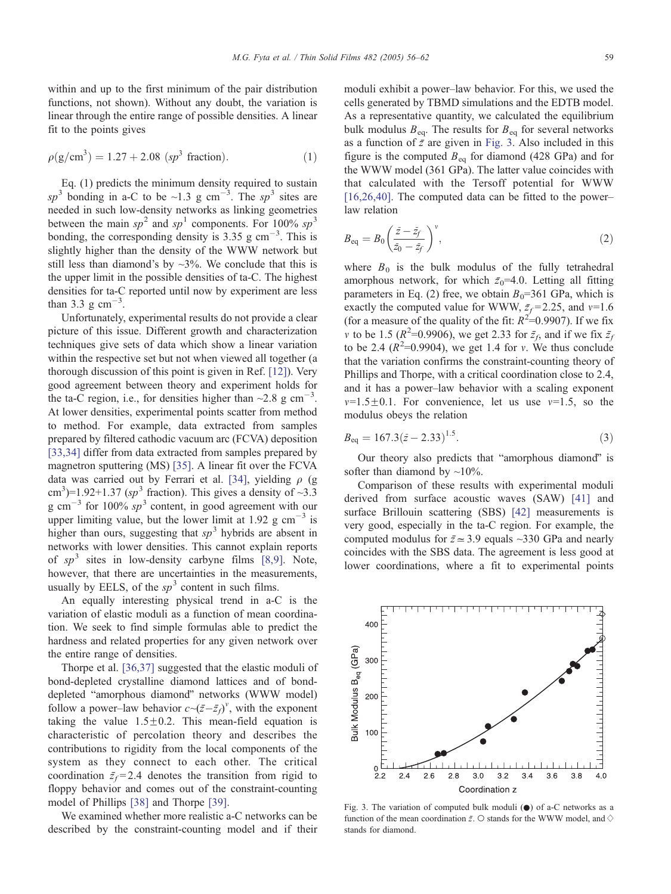within and up to the first minimum of the pair distribution functions, not shown). Without any doubt, the variation is linear through the entire range of possible densities. A linear fit to the points gives

$$\rho(\mathrm{g/cm^3}) = 1.27 + 2.08\ (sp^3\ \text{fraction}). \tag{1}$$

Eq. (1) predicts the minimum density required to sustain $sp^3$ bonding in a-C to be ~1.3 g cm$^{-3}$. The $sp^3$ sites are needed in such low-density networks as linking geometries between the main $sp^2$ and $sp^1$ components. For 100% $sp^3$ bonding, the corresponding density is 3.35 g cm$^{-3}$. This is slightly higher than the density of the WWW network but still less than diamond's by ~3%. We conclude that this is the upper limit in the possible densities of ta-C. The highest densities for ta-C reported until now by experiment are less than 3.3 g cm$^{-3}$.

Unfortunately, experimental results do not provide a clear picture of this issue. Different growth and characterization techniques give sets of data which show a linear variation within the respective set but not when viewed all together (a thorough discussion of this point is given in Ref. [12]). Very good agreement between theory and experiment holds for the ta-C region, i.e., for densities higher than ~2.8 g cm$^{-3}$. At lower densities, experimental points scatter from method to method. For example, data extracted from samples prepared by filtered cathodic vacuum arc (FCVA) deposition [33,34] differ from data extracted from samples prepared by magnetron sputtering (MS) [35]. A linear fit over the FCVA data was carried out by Ferrari et al. [34], yielding $\rho$ (g cm$^3$)=1.92+1.37 ($sp^3$ fraction). This gives a density of ~3.3 g cm$^{-3}$ for 100% $sp^3$ content, in good agreement with our upper limiting value, but the lower limit at 1.92 g cm$^{-3}$ is higher than ours, suggesting that $sp^3$ hybrids are absent in networks with lower densities. This cannot explain reports of $sp^3$ sites in low-density carbyne films [8,9]. Note, however, that there are uncertainties in the measurements, usually by EELS, of the $sp^3$ content in such films.

An equally interesting physical trend in a-C is the variation of elastic moduli as a function of mean coordination. We seek to find simple formulas able to predict the hardness and related properties for any given network over the entire range of densities.

Thorpe et al. [36,37] suggested that the elastic moduli of bond-depleted crystalline diamond lattices and of bond-depleted "amorphous diamond" networks (WWW model) follow a power–law behavior $c\sim(\bar{z}-\bar{z}_f)^v$, with the exponent taking the value 1.5±0.2. This mean-field equation is characteristic of percolation theory and describes the contributions to rigidity from the local components of the system as they connect to each other. The critical coordination $\bar{z}_f$=2.4 denotes the transition from rigid to floppy behavior and comes out of the constraint-counting model of Phillips [38] and Thorpe [39].

We examined whether more realistic a-C networks can be described by the constraint-counting model and if their moduli exhibit a power–law behavior. For this, we used the cells generated by TBMD simulations and the EDTB model. As a representative quantity, we calculated the equilibrium bulk modulus $B_{\mathrm{eq}}$. The results for $B_{\mathrm{eq}}$ for several networks as a function of $\bar{z}$ are given in Fig. 3. Also included in this figure is the computed $B_{\mathrm{eq}}$ for diamond (428 GPa) and for the WWW model (361 GPa). The latter value coincides with that calculated with the Tersoff potential for WWW [16,26,40]. The computed data can be fitted to the power–law relation

$$B_{\mathrm{eq}} = B_0\left(\frac{\bar{z}-\bar{z}_f}{\bar{z}_0-\bar{z}_f}\right)^v, \tag{2}$$

where $B_0$ is the bulk modulus of the fully tetrahedral amorphous network, for which $\bar{z}_0$=4.0. Letting all fitting parameters in Eq. (2) free, we obtain $B_0$=361 GPa, which is exactly the computed value for WWW, $\bar{z}_f$=2.25, and $v$=1.6 (for a measure of the quality of the fit: $R^2$=0.9907). If we fix $v$ to be 1.5 ($R^2$=0.9906), we get 2.33 for $\bar{z}_f$, and if we fix $\bar{z}_f$ to be 2.4 ($R^2$=0.9904), we get 1.4 for $v$. We thus conclude that the variation confirms the constraint-counting theory of Phillips and Thorpe, with a critical coordination close to 2.4, and it has a power–law behavior with a scaling exponent $v$=1.5±0.1. For convenience, let us use $v$=1.5, so the modulus obeys the relation

$$B_{\mathrm{eq}} = 167.3(\bar{z}-2.33)^{1.5}. \tag{3}$$

Our theory also predicts that "amorphous diamond" is softer than diamond by ~10%.

Comparison of these results with experimental moduli derived from surface acoustic waves (SAW) [41] and surface Brillouin scattering (SBS) [42] measurements is very good, especially in the ta-C region. For example, the computed modulus for $\bar{z}\simeq$ 3.9 equals ~330 GPa and nearly coincides with the SBS data. The agreement is less good at lower coordinations, where a fit to experimental points

Fig. 3. The variation of computed bulk moduli (●) of a-C networks as a function of the mean coordination $\bar{z}$. ○ stands for the WWW model, and ◇ stands for diamond.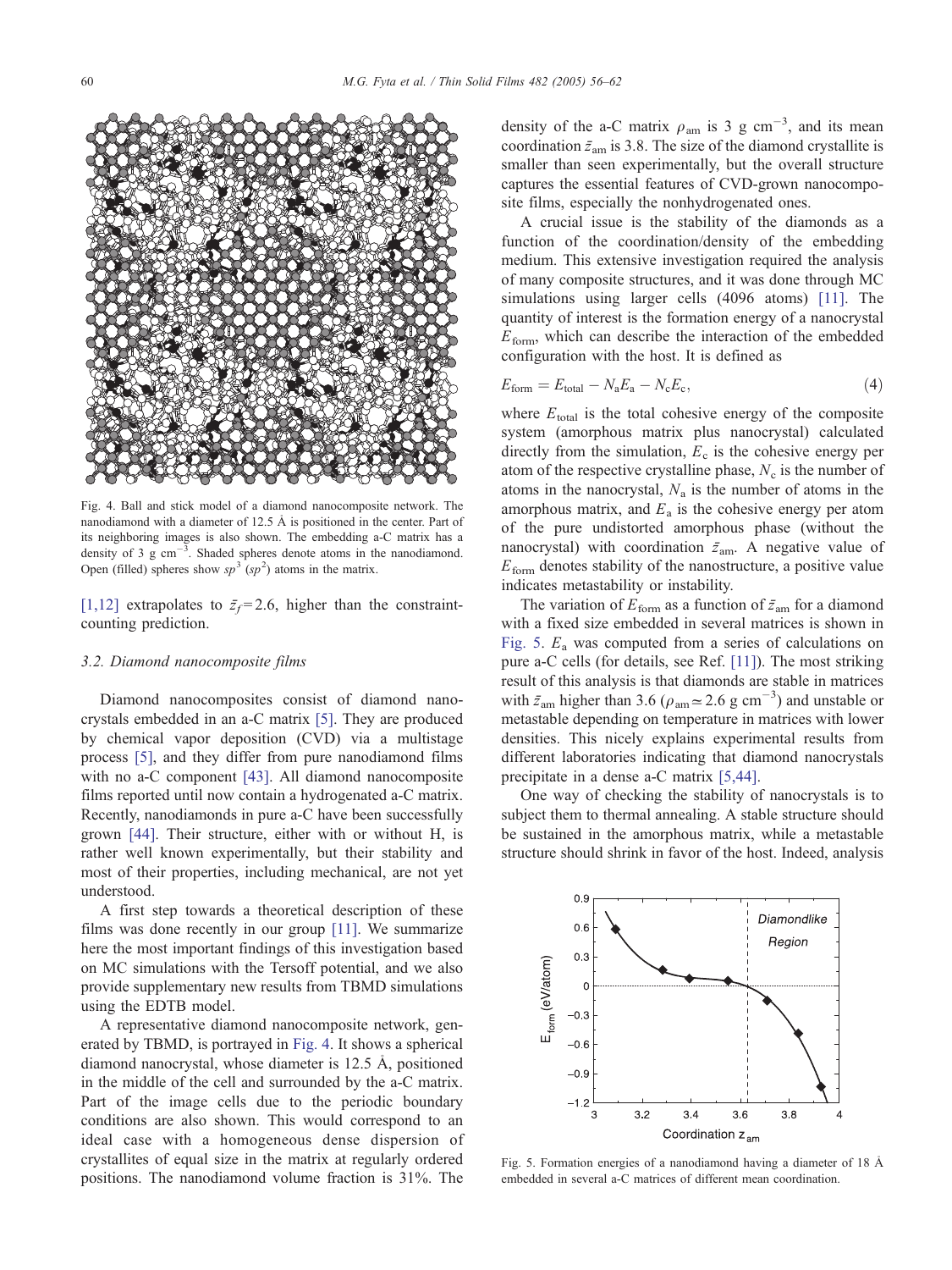Fig. 4. Ball and stick model of a diamond nanocomposite network. The nanodiamond with a diameter of 12.5 Å is positioned in the center. Part of its neighboring images is also shown. The embedding a-C matrix has a density of 3 g cm$^{-3}$. Shaded spheres denote atoms in the nanodiamond. Open (filled) spheres show $sp^3$ ($sp^2$) atoms in the matrix.

[1,12] extrapolates to $\bar{z}_f = 2.6$, higher than the constraint-counting prediction.

### 3.2. Diamond nanocomposite films

Diamond nanocomposites consist of diamond nanocrystals embedded in an a-C matrix [5]. They are produced by chemical vapor deposition (CVD) via a multistage process [5], and they differ from pure nanodiamond films with no a-C component [43]. All diamond nanocomposite films reported until now contain a hydrogenated a-C matrix. Recently, nanodiamonds in pure a-C have been successfully grown [44]. Their structure, either with or without H, is rather well known experimentally, but their stability and most of their properties, including mechanical, are not yet understood.

A first step towards a theoretical description of these films was done recently in our group [11]. We summarize here the most important findings of this investigation based on MC simulations with the Tersoff potential, and we also provide supplementary new results from TBMD simulations using the EDTB model.

A representative diamond nanocomposite network, generated by TBMD, is portrayed in Fig. 4. It shows a spherical diamond nanocrystal, whose diameter is 12.5 Å, positioned in the middle of the cell and surrounded by the a-C matrix. Part of the image cells due to the periodic boundary conditions are also shown. This would correspond to an ideal case with a homogeneous dense dispersion of crystallites of equal size in the matrix at regularly ordered positions. The nanodiamond volume fraction is 31%. The density of the a-C matrix $\rho_{am}$ is 3 g cm$^{-3}$, and its mean coordination $\bar{z}_{am}$ is 3.8. The size of the diamond crystallite is smaller than seen experimentally, but the overall structure captures the essential features of CVD-grown nanocomposite films, especially the nonhydrogenated ones.

A crucial issue is the stability of the diamonds as a function of the coordination/density of the embedding medium. This extensive investigation required the analysis of many composite structures, and it was done through MC simulations using larger cells (4096 atoms) [11]. The quantity of interest is the formation energy of a nanocrystal $E_{form}$, which can describe the interaction of the embedded configuration with the host. It is defined as

$$E_{form} = E_{total} - N_a E_a - N_c E_c, \tag{4}$$

where $E_{total}$ is the total cohesive energy of the composite system (amorphous matrix plus nanocrystal) calculated directly from the simulation, $E_c$ is the cohesive energy per atom of the respective crystalline phase, $N_c$ is the number of atoms in the nanocrystal, $N_a$ is the number of atoms in the amorphous matrix, and $E_a$ is the cohesive energy per atom of the pure undistorted amorphous phase (without the nanocrystal) with coordination $\bar{z}_{am}$. A negative value of $E_{form}$ denotes stability of the nanostructure, a positive value indicates metastability or instability.

The variation of $E_{form}$ as a function of $\bar{z}_{am}$ for a diamond with a fixed size embedded in several matrices is shown in Fig. 5. $E_a$ was computed from a series of calculations on pure a-C cells (for details, see Ref. [11]). The most striking result of this analysis is that diamonds are stable in matrices with $\bar{z}_{am}$ higher than 3.6 ($\rho_{am} \simeq 2.6$ g cm$^{-3}$) and unstable or metastable depending on temperature in matrices with lower densities. This nicely explains experimental results from different laboratories indicating that diamond nanocrystals precipitate in a dense a-C matrix [5,44].

One way of checking the stability of nanocrystals is to subject them to thermal annealing. A stable structure should be sustained in the amorphous matrix, while a metastable structure should shrink in favor of the host. Indeed, analysis

Fig. 5. Formation energies of a nanodiamond having a diameter of 18 Å embedded in several a-C matrices of different mean coordination.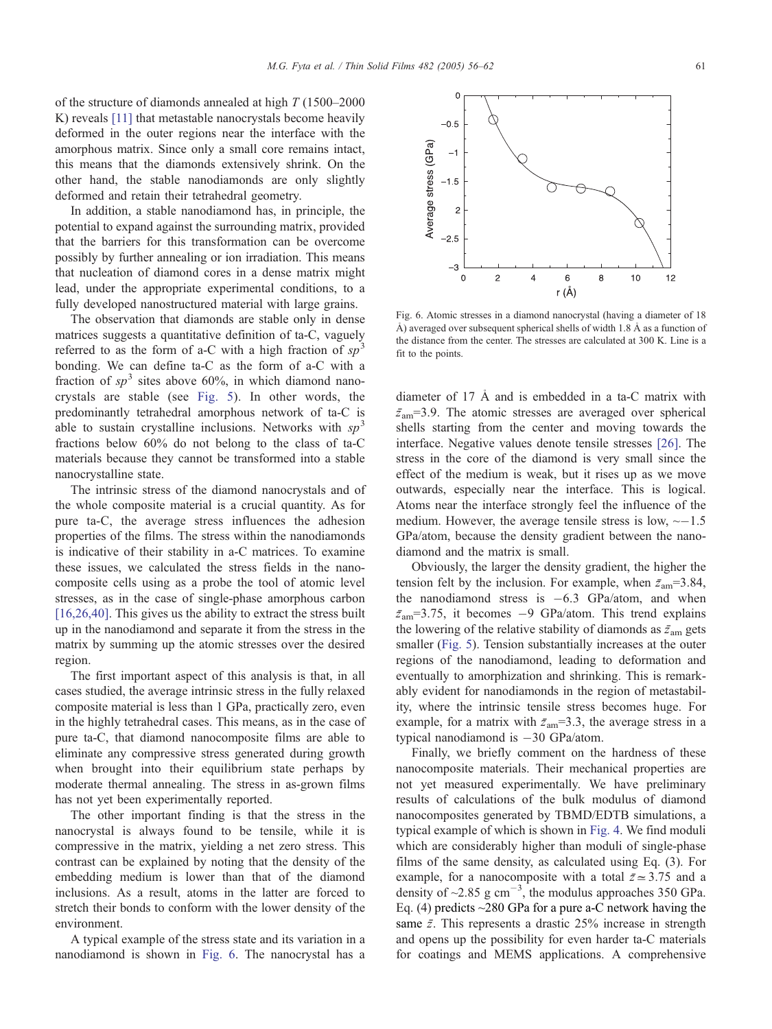of the structure of diamonds annealed at high $T$ (1500–2000 K) reveals [11] that metastable nanocrystals become heavily deformed in the outer regions near the interface with the amorphous matrix. Since only a small core remains intact, this means that the diamonds extensively shrink. On the other hand, the stable nanodiamonds are only slightly deformed and retain their tetrahedral geometry.

In addition, a stable nanodiamond has, in principle, the potential to expand against the surrounding matrix, provided that the barriers for this transformation can be overcome possibly by further annealing or ion irradiation. This means that nucleation of diamond cores in a dense matrix might lead, under the appropriate experimental conditions, to a fully developed nanostructured material with large grains.

The observation that diamonds are stable only in dense matrices suggests a quantitative definition of ta-C, vaguely referred to as the form of a-C with a high fraction of $sp^3$ bonding. We can define ta-C as the form of a-C with a fraction of $sp^3$ sites above 60%, in which diamond nanocrystals are stable (see Fig. 5). In other words, the predominantly tetrahedral amorphous network of ta-C is able to sustain crystalline inclusions. Networks with $sp^3$ fractions below 60% do not belong to the class of ta-C materials because they cannot be transformed into a stable nanocrystalline state.

The intrinsic stress of the diamond nanocrystals and of the whole composite material is a crucial quantity. As for pure ta-C, the average stress influences the adhesion properties of the films. The stress within the nanodiamonds is indicative of their stability in a-C matrices. To examine these issues, we calculated the stress fields in the nanocomposite cells using as a probe the tool of atomic level stresses, as in the case of single-phase amorphous carbon [16,26,40]. This gives us the ability to extract the stress built up in the nanodiamond and separate it from the stress in the matrix by summing up the atomic stresses over the desired region.

The first important aspect of this analysis is that, in all cases studied, the average intrinsic stress in the fully relaxed composite material is less than 1 GPa, practically zero, even in the highly tetrahedral cases. This means, as in the case of pure ta-C, that diamond nanocomposite films are able to eliminate any compressive stress generated during growth when brought into their equilibrium state perhaps by moderate thermal annealing. The stress in as-grown films has not yet been experimentally reported.

The other important finding is that the stress in the nanocrystal is always found to be tensile, while it is compressive in the matrix, yielding a net zero stress. This contrast can be explained by noting that the density of the embedding medium is lower than that of the diamond inclusions. As a result, atoms in the latter are forced to stretch their bonds to conform with the lower density of the environment.

A typical example of the stress state and its variation in a nanodiamond is shown in Fig. 6. The nanocrystal has a diameter of 17 Å and is embedded in a ta-C matrix with $\bar{z}_{\mathrm{am}}$=3.9. The atomic stresses are averaged over spherical shells starting from the center and moving towards the interface. Negative values denote tensile stresses [26]. The stress in the core of the diamond is very small since the effect of the medium is weak, but it rises up as we move outwards, especially near the interface. This is logical. Atoms near the interface strongly feel the influence of the medium. However, the average tensile stress is low, ~−1.5 GPa/atom, because the density gradient between the nanodiamond and the matrix is small.

Fig. 6. Atomic stresses in a diamond nanocrystal (having a diameter of 18 Å) averaged over subsequent spherical shells of width 1.8 Å as a function of the distance from the center. The stresses are calculated at 300 K. Line is a fit to the points.

Obviously, the larger the density gradient, the higher the tension felt by the inclusion. For example, when $\bar{z}_{\mathrm{am}}$=3.84, the nanodiamond stress is −6.3 GPa/atom, and when $\bar{z}_{\mathrm{am}}$=3.75, it becomes −9 GPa/atom. This trend explains the lowering of the relative stability of diamonds as $\bar{z}_{\mathrm{am}}$ gets smaller (Fig. 5). Tension substantially increases at the outer regions of the nanodiamond, leading to deformation and eventually to amorphization and shrinking. This is remarkably evident for nanodiamonds in the region of metastability, where the intrinsic tensile stress becomes huge. For example, for a matrix with $\bar{z}_{\mathrm{am}}$=3.3, the average stress in a typical nanodiamond is −30 GPa/atom.

Finally, we briefly comment on the hardness of these nanocomposite materials. Their mechanical properties are not yet measured experimentally. We have preliminary results of calculations of the bulk modulus of diamond nanocomposites generated by TBMD/EDTB simulations, a typical example of which is shown in Fig. 4. We find moduli which are considerably higher than moduli of single-phase films of the same density, as calculated using Eq. (3). For example, for a nanocomposite with a total $\bar{z}\simeq 3.75$ and a density of ~2.85 g cm$^{-3}$, the modulus approaches 350 GPa. Eq. (4) predicts ~280 GPa for a pure a-C network having the same $\bar{z}$. This represents a drastic 25% increase in strength and opens up the possibility for even harder ta-C materials for coatings and MEMS applications. A comprehensive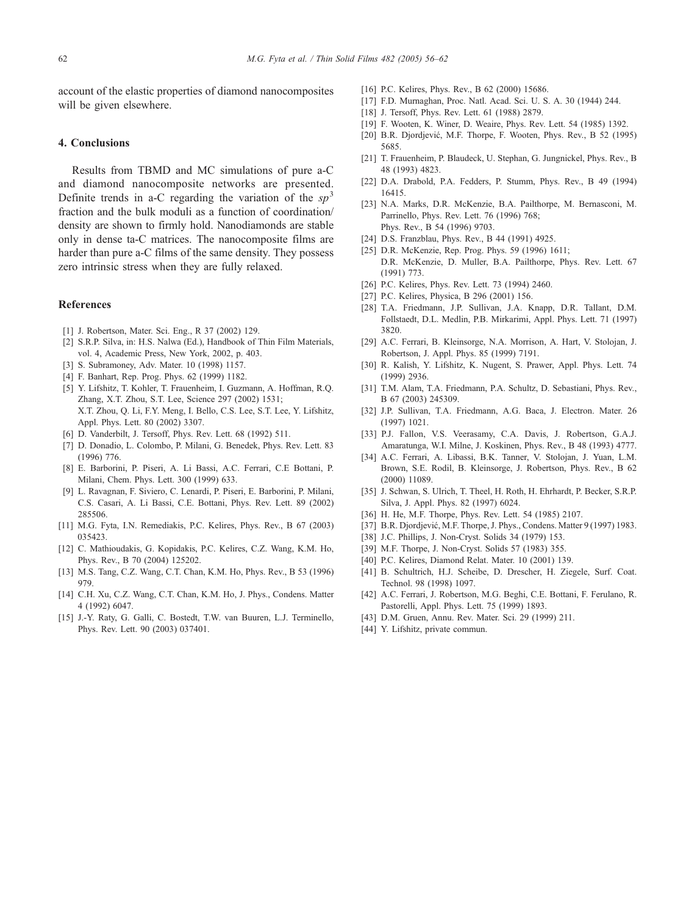account of the elastic properties of diamond nanocomposites will be given elsewhere.

## 4. Conclusions

Results from TBMD and MC simulations of pure a-C and diamond nanocomposite networks are presented. Definite trends in a-C regarding the variation of the $sp^3$ fraction and the bulk moduli as a function of coordination/density are shown to firmly hold. Nanodiamonds are stable only in dense ta-C matrices. The nanocomposite films are harder than pure a-C films of the same density. They possess zero intrinsic stress when they are fully relaxed.

## References

[1] J. Robertson, Mater. Sci. Eng., R 37 (2002) 129.
[2] S.R.P. Silva, in: H.S. Nalwa (Ed.), Handbook of Thin Film Materials, vol. 4, Academic Press, New York, 2002, p. 403.
[3] S. Subramoney, Adv. Mater. 10 (1998) 1157.
[4] F. Banhart, Rep. Prog. Phys. 62 (1999) 1182.
[5] Y. Lifshitz, T. Kohler, T. Frauenheim, I. Guzmann, A. Hoffman, R.Q. Zhang, X.T. Zhou, S.T. Lee, Science 297 (2002) 1531; X.T. Zhou, Q. Li, F.Y. Meng, I. Bello, C.S. Lee, S.T. Lee, Y. Lifshitz, Appl. Phys. Lett. 80 (2002) 3307.
[6] D. Vanderbilt, J. Tersoff, Phys. Rev. Lett. 68 (1992) 511.
[7] D. Donadio, L. Colombo, P. Milani, G. Benedek, Phys. Rev. Lett. 83 (1996) 776.
[8] E. Barborini, P. Piseri, A. Li Bassi, A.C. Ferrari, C.E Bottani, P. Milani, Chem. Phys. Lett. 300 (1999) 633.
[9] L. Ravagnan, F. Siviero, C. Lenardi, P. Piseri, E. Barborini, P. Milani, C.S. Casari, A. Li Bassi, C.E. Bottani, Phys. Rev. Lett. 89 (2002) 285506.
[11] M.G. Fyta, I.N. Remediakis, P.C. Kelires, Phys. Rev., B 67 (2003) 035423.
[12] C. Mathioudakis, G. Kopidakis, P.C. Kelires, C.Z. Wang, K.M. Ho, Phys. Rev., B 70 (2004) 125202.
[13] M.S. Tang, C.Z. Wang, C.T. Chan, K.M. Ho, Phys. Rev., B 53 (1996) 979.
[14] C.H. Xu, C.Z. Wang, C.T. Chan, K.M. Ho, J. Phys., Condens. Matter 4 (1992) 6047.
[15] J.-Y. Raty, G. Galli, C. Bostedt, T.W. van Buuren, L.J. Terminello, Phys. Rev. Lett. 90 (2003) 037401.
[16] P.C. Kelires, Phys. Rev., B 62 (2000) 15686.
[17] F.D. Murnaghan, Proc. Natl. Acad. Sci. U. S. A. 30 (1944) 244.
[18] J. Tersoff, Phys. Rev. Lett. 61 (1988) 2879.
[19] F. Wooten, K. Winer, D. Weaire, Phys. Rev. Lett. 54 (1985) 1392.
[20] B.R. Djordjević, M.F. Thorpe, F. Wooten, Phys. Rev., B 52 (1995) 5685.
[21] T. Frauenheim, P. Blaudeck, U. Stephan, G. Jungnickel, Phys. Rev., B 48 (1993) 4823.
[22] D.A. Drabold, P.A. Fedders, P. Stumm, Phys. Rev., B 49 (1994) 16415.
[23] N.A. Marks, D.R. McKenzie, B.A. Pailthorpe, M. Bernasconi, M. Parrinello, Phys. Rev. Lett. 76 (1996) 768; Phys. Rev., B 54 (1996) 9703.
[24] D.S. Franzblau, Phys. Rev., B 44 (1991) 4925.
[25] D.R. McKenzie, Rep. Prog. Phys. 59 (1996) 1611; D.R. McKenzie, D. Muller, B.A. Pailthorpe, Phys. Rev. Lett. 67 (1991) 773.
[26] P.C. Kelires, Phys. Rev. Lett. 73 (1994) 2460.
[27] P.C. Kelires, Physica, B 296 (2001) 156.
[28] T.A. Friedmann, J.P. Sullivan, J.A. Knapp, D.R. Tallant, D.M. Follstaedt, D.L. Medlin, P.B. Mirkarimi, Appl. Phys. Lett. 71 (1997) 3820.
[29] A.C. Ferrari, B. Kleinsorge, N.A. Morrison, A. Hart, V. Stolojan, J. Robertson, J. Appl. Phys. 85 (1999) 7191.
[30] R. Kalish, Y. Lifshitz, K. Nugent, S. Prawer, Appl. Phys. Lett. 74 (1999) 2936.
[31] T.M. Alam, T.A. Friedmann, P.A. Schultz, D. Sebastiani, Phys. Rev., B 67 (2003) 245309.
[32] J.P. Sullivan, T.A. Friedmann, A.G. Baca, J. Electron. Mater. 26 (1997) 1021.
[33] P.J. Fallon, V.S. Veerasamy, C.A. Davis, J. Robertson, G.A.J. Amaratunga, W.I. Milne, J. Koskinen, Phys. Rev., B 48 (1993) 4777.
[34] A.C. Ferrari, A. Libassi, B.K. Tanner, V. Stolojan, J. Yuan, L.M. Brown, S.E. Rodil, B. Kleinsorge, J. Robertson, Phys. Rev., B 62 (2000) 11089.
[35] J. Schwan, S. Ulrich, T. Theel, H. Roth, H. Ehrhardt, P. Becker, S.R.P. Silva, J. Appl. Phys. 82 (1997) 6024.
[36] H. He, M.F. Thorpe, Phys. Rev. Lett. 54 (1985) 2107.
[37] B.R. Djordjević, M.F. Thorpe, J. Phys., Condens. Matter 9 (1997) 1983.
[38] J.C. Phillips, J. Non-Cryst. Solids 34 (1979) 153.
[39] M.F. Thorpe, J. Non-Cryst. Solids 57 (1983) 355.
[40] P.C. Kelires, Diamond Relat. Mater. 10 (2001) 139.
[41] B. Schultrich, H.J. Scheibe, D. Drescher, H. Ziegele, Surf. Coat. Technol. 98 (1998) 1097.
[42] A.C. Ferrari, J. Robertson, M.G. Beghi, C.E. Bottani, F. Ferulano, R. Pastorelli, Appl. Phys. Lett. 75 (1999) 1893.
[43] D.M. Gruen, Annu. Rev. Mater. Sci. 29 (1999) 211.
[44] Y. Lifshitz, private commun.